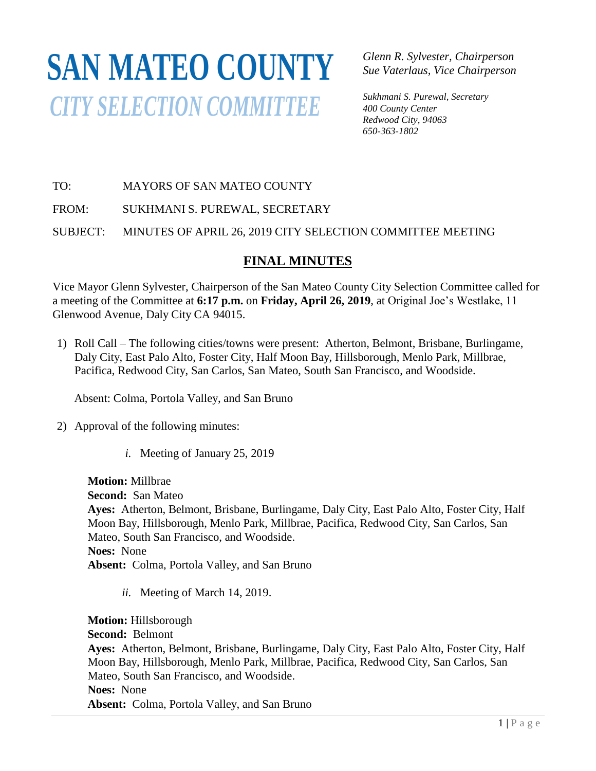# SAN MATEO COUNTY
## *CITY SELECTION COMMITTEE*

*Glenn R. Sylvester, Chairperson*
*Sue Vaterlaus, Vice Chairperson*

*Sukhmani S. Purewal, Secretary*
*400 County Center*
*Redwood City, 94063*
*650-363-1802*

TO: MAYORS OF SAN MATEO COUNTY

FROM: SUKHMANI S. PUREWAL, SECRETARY

SUBJECT: MINUTES OF APRIL 26, 2019 CITY SELECTION COMMITTEE MEETING

## FINAL MINUTES

Vice Mayor Glenn Sylvester, Chairperson of the San Mateo County City Selection Committee called for a meeting of the Committee at **6:17 p.m.** on **Friday, April 26, 2019**, at Original Joe's Westlake, 11 Glenwood Avenue, Daly City CA 94015.

1) Roll Call – The following cities/towns were present: Atherton, Belmont, Brisbane, Burlingame, Daly City, East Palo Alto, Foster City, Half Moon Bay, Hillsborough, Menlo Park, Millbrae, Pacifica, Redwood City, San Carlos, San Mateo, South San Francisco, and Woodside.

   Absent: Colma, Portola Valley, and San Bruno

2) Approval of the following minutes:

   *i.* Meeting of January 25, 2019

   **Motion:** Millbrae
   **Second:** San Mateo
   **Ayes:** Atherton, Belmont, Brisbane, Burlingame, Daly City, East Palo Alto, Foster City, Half Moon Bay, Hillsborough, Menlo Park, Millbrae, Pacifica, Redwood City, San Carlos, San Mateo, South San Francisco, and Woodside.
   **Noes:** None
   **Absent:** Colma, Portola Valley, and San Bruno

   *ii.* Meeting of March 14, 2019.

   **Motion:** Hillsborough
   **Second:** Belmont
   **Ayes:** Atherton, Belmont, Brisbane, Burlingame, Daly City, East Palo Alto, Foster City, Half Moon Bay, Hillsborough, Menlo Park, Millbrae, Pacifica, Redwood City, San Carlos, San Mateo, South San Francisco, and Woodside.
   **Noes:** None
   **Absent:** Colma, Portola Valley, and San Bruno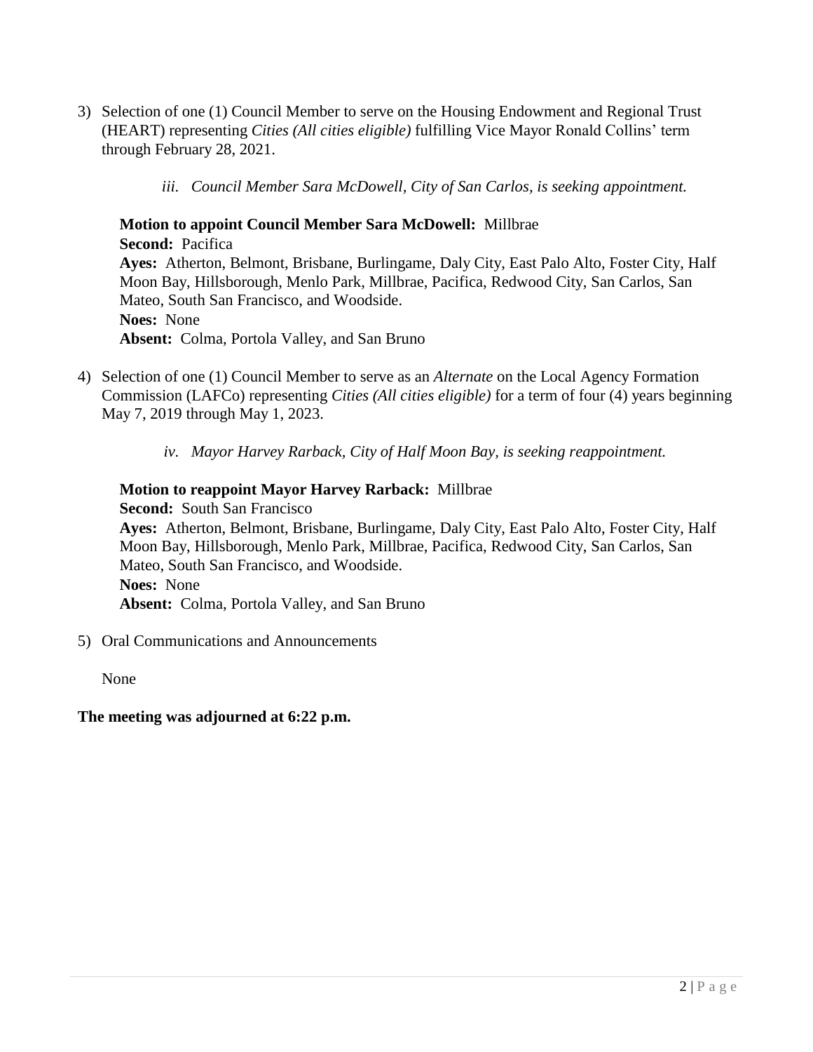3) Selection of one (1) Council Member to serve on the Housing Endowment and Regional Trust (HEART) representing *Cities (All cities eligible)* fulfilling Vice Mayor Ronald Collins' term through February 28, 2021.

   *iii. Council Member Sara McDowell, City of San Carlos, is seeking appointment.*

   **Motion to appoint Council Member Sara McDowell:** Millbrae
   **Second:** Pacifica
   **Ayes:** Atherton, Belmont, Brisbane, Burlingame, Daly City, East Palo Alto, Foster City, Half Moon Bay, Hillsborough, Menlo Park, Millbrae, Pacifica, Redwood City, San Carlos, San Mateo, South San Francisco, and Woodside.
   **Noes:** None
   **Absent:** Colma, Portola Valley, and San Bruno

4) Selection of one (1) Council Member to serve as an *Alternate* on the Local Agency Formation Commission (LAFCo) representing *Cities (All cities eligible)* for a term of four (4) years beginning May 7, 2019 through May 1, 2023.

   *iv. Mayor Harvey Rarback, City of Half Moon Bay, is seeking reappointment.*

   **Motion to reappoint Mayor Harvey Rarback:** Millbrae
   **Second:** South San Francisco
   **Ayes:** Atherton, Belmont, Brisbane, Burlingame, Daly City, East Palo Alto, Foster City, Half Moon Bay, Hillsborough, Menlo Park, Millbrae, Pacifica, Redwood City, San Carlos, San Mateo, South San Francisco, and Woodside.
   **Noes:** None
   **Absent:** Colma, Portola Valley, and San Bruno

5) Oral Communications and Announcements

   None

**The meeting was adjourned at 6:22 p.m.**